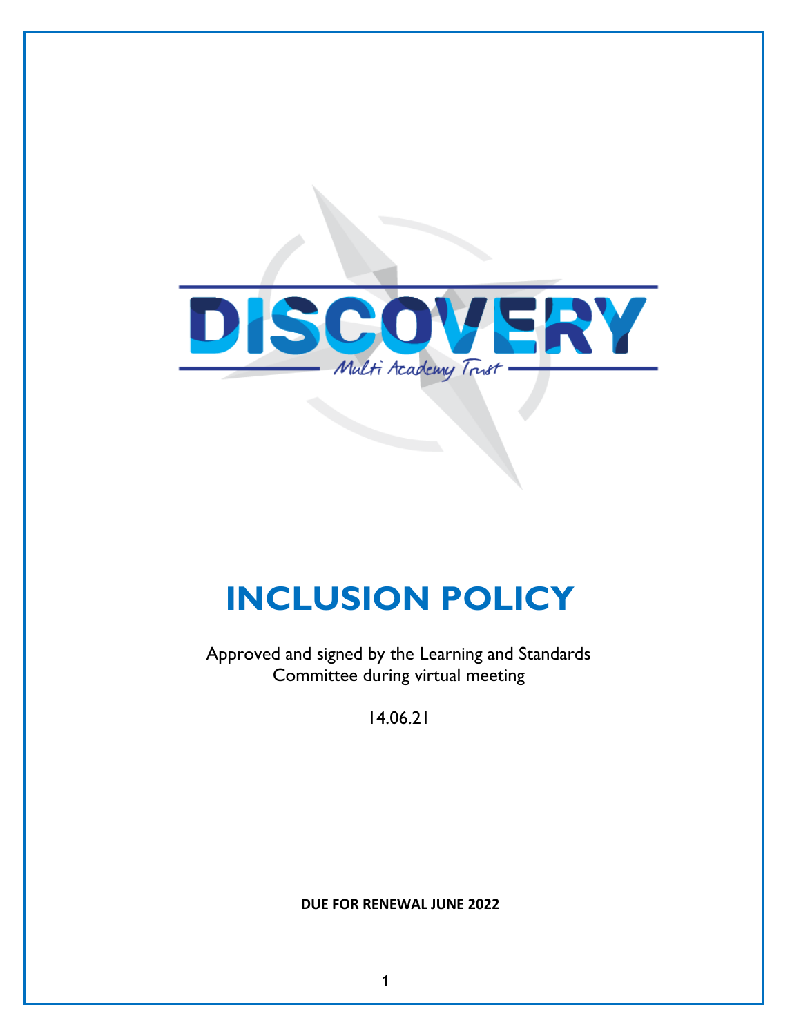DISCOVERY

Multi Academy Trust

# INCLUSION POLICY

Approved and signed by the Learning and Standards Committee during virtual meeting

14.06.21

**DUE FOR RENEWAL JUNE 2022**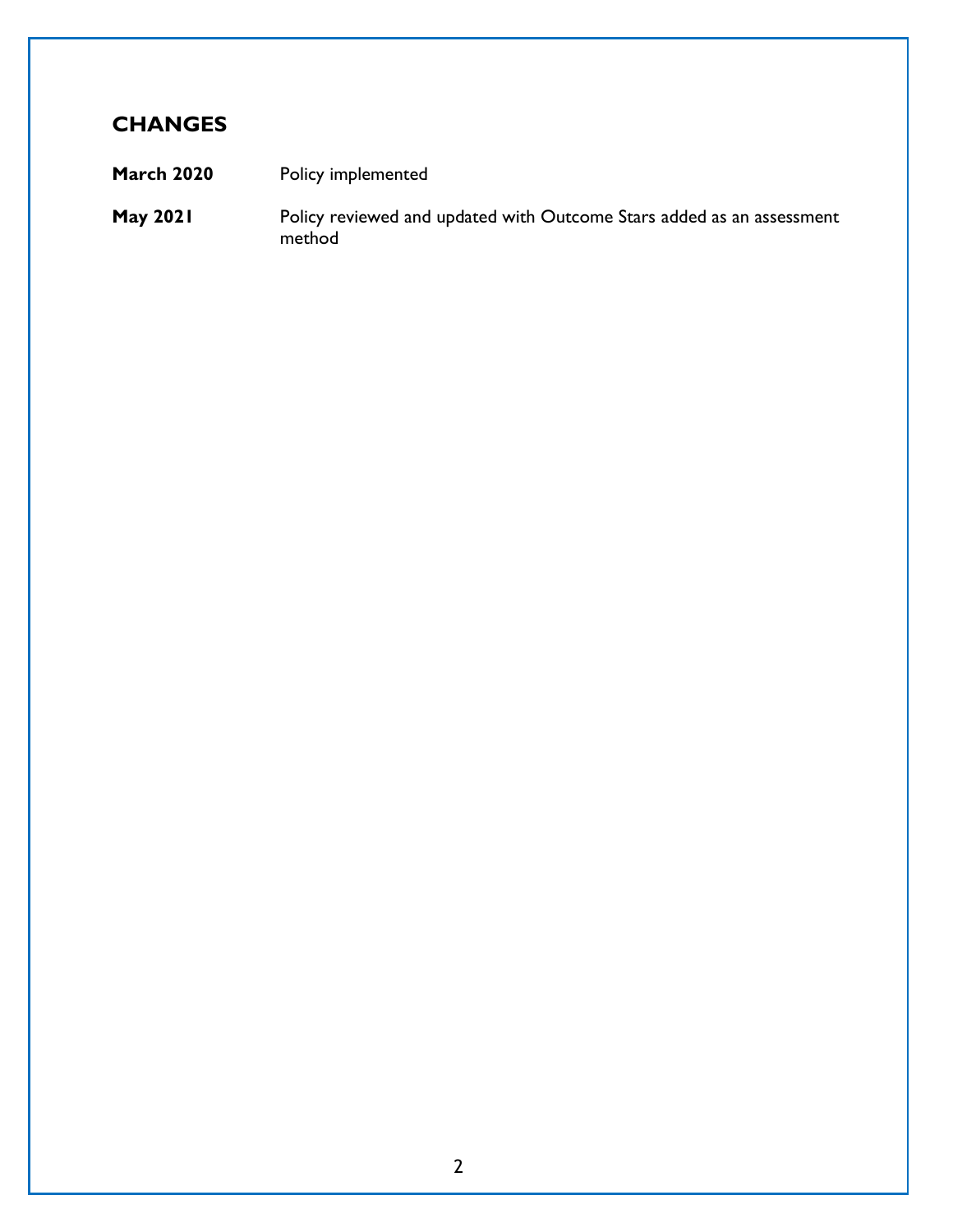## CHANGES

| | |
|---|---|
| **March 2020** | Policy implemented |
| **May 2021** | Policy reviewed and updated with Outcome Stars added as an assessment method |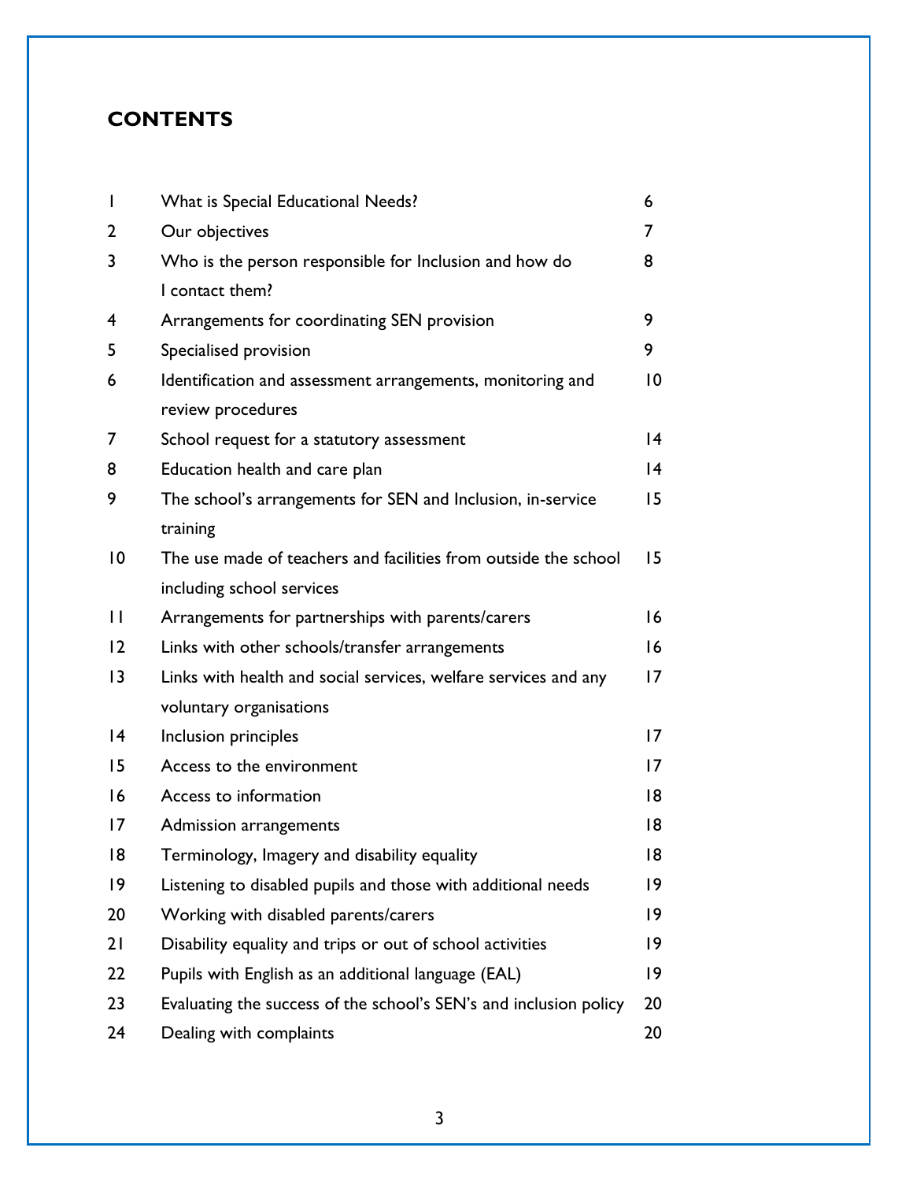## CONTENTS

| | | |
|---|---|---|
| 1 | What is Special Educational Needs? | 6 |
| 2 | Our objectives | 7 |
| 3 | Who is the person responsible for Inclusion and how do I contact them? | 8 |
| 4 | Arrangements for coordinating SEN provision | 9 |
| 5 | Specialised provision | 9 |
| 6 | Identification and assessment arrangements, monitoring and review procedures | 10 |
| 7 | School request for a statutory assessment | 14 |
| 8 | Education health and care plan | 14 |
| 9 | The school's arrangements for SEN and Inclusion, in-service training | 15 |
| 10 | The use made of teachers and facilities from outside the school including school services | 15 |
| 11 | Arrangements for partnerships with parents/carers | 16 |
| 12 | Links with other schools/transfer arrangements | 16 |
| 13 | Links with health and social services, welfare services and any voluntary organisations | 17 |
| 14 | Inclusion principles | 17 |
| 15 | Access to the environment | 17 |
| 16 | Access to information | 18 |
| 17 | Admission arrangements | 18 |
| 18 | Terminology, Imagery and disability equality | 18 |
| 19 | Listening to disabled pupils and those with additional needs | 19 |
| 20 | Working with disabled parents/carers | 19 |
| 21 | Disability equality and trips or out of school activities | 19 |
| 22 | Pupils with English as an additional language (EAL) | 19 |
| 23 | Evaluating the success of the school's SEN's and inclusion policy | 20 |
| 24 | Dealing with complaints | 20 |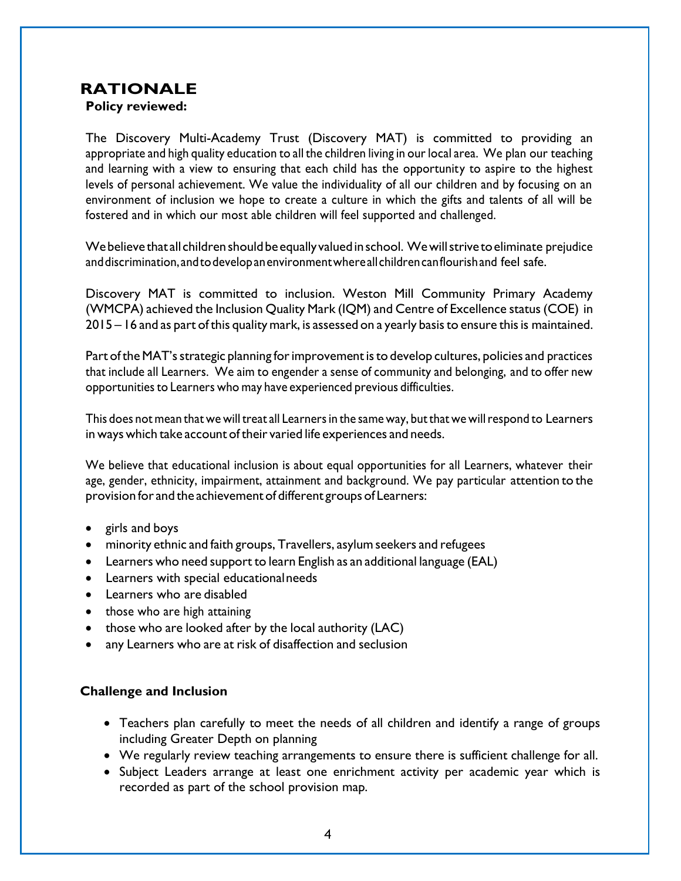# RATIONALE

**Policy reviewed:**

The Discovery Multi-Academy Trust (Discovery MAT) is committed to providing an appropriate and high quality education to all the children living in our local area. We plan our teaching and learning with a view to ensuring that each child has the opportunity to aspire to the highest levels of personal achievement. We value the individuality of all our children and by focusing on an environment of inclusion we hope to create a culture in which the gifts and talents of all will be fostered and in which our most able children will feel supported and challenged.

We believe that all children should be equally valued in school. We will strive to eliminate prejudice and discrimination, and to develop an environment where all children can flourish and feel safe.

Discovery MAT is committed to inclusion. Weston Mill Community Primary Academy (WMCPA) achieved the Inclusion Quality Mark (IQM) and Centre of Excellence status (COE) in 2015 – 16 and as part of this quality mark, is assessed on a yearly basis to ensure this is maintained.

Part of the MAT's strategic planning for improvement is to develop cultures, policies and practices that include all Learners. We aim to engender a sense of community and belonging, and to offer new opportunities to Learners who may have experienced previous difficulties.

This does not mean that we will treat all Learners in the same way, but that we will respond to Learners in ways which take account of their varied life experiences and needs.

We believe that educational inclusion is about equal opportunities for all Learners, whatever their age, gender, ethnicity, impairment, attainment and background. We pay particular attention to the provision for and the achievement of different groups of Learners:

- girls and boys
- minority ethnic and faith groups, Travellers, asylum seekers and refugees
- Learners who need support to learn English as an additional language (EAL)
- Learners with special educational needs
- Learners who are disabled
- those who are high attaining
- those who are looked after by the local authority (LAC)
- any Learners who are at risk of disaffection and seclusion

**Challenge and Inclusion**

- Teachers plan carefully to meet the needs of all children and identify a range of groups including Greater Depth on planning
- We regularly review teaching arrangements to ensure there is sufficient challenge for all.
- Subject Leaders arrange at least one enrichment activity per academic year which is recorded as part of the school provision map.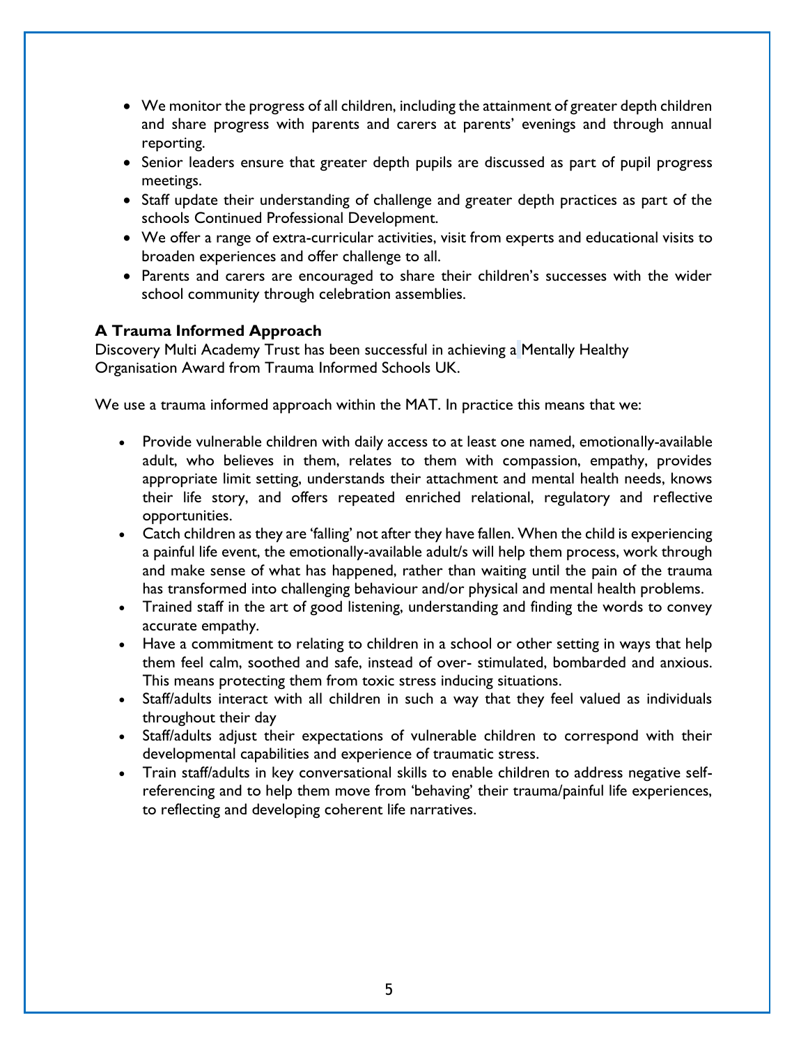- We monitor the progress of all children, including the attainment of greater depth children and share progress with parents and carers at parents' evenings and through annual reporting.
- Senior leaders ensure that greater depth pupils are discussed as part of pupil progress meetings.
- Staff update their understanding of challenge and greater depth practices as part of the schools Continued Professional Development.
- We offer a range of extra-curricular activities, visit from experts and educational visits to broaden experiences and offer challenge to all.
- Parents and carers are encouraged to share their children's successes with the wider school community through celebration assemblies.

**A Trauma Informed Approach**

Discovery Multi Academy Trust has been successful in achieving a Mentally Healthy Organisation Award from Trauma Informed Schools UK.

We use a trauma informed approach within the MAT. In practice this means that we:

- Provide vulnerable children with daily access to at least one named, emotionally-available adult, who believes in them, relates to them with compassion, empathy, provides appropriate limit setting, understands their attachment and mental health needs, knows their life story, and offers repeated enriched relational, regulatory and reflective opportunities.
- Catch children as they are 'falling' not after they have fallen. When the child is experiencing a painful life event, the emotionally-available adult/s will help them process, work through and make sense of what has happened, rather than waiting until the pain of the trauma has transformed into challenging behaviour and/or physical and mental health problems.
- Trained staff in the art of good listening, understanding and finding the words to convey accurate empathy.
- Have a commitment to relating to children in a school or other setting in ways that help them feel calm, soothed and safe, instead of over- stimulated, bombarded and anxious. This means protecting them from toxic stress inducing situations.
- Staff/adults interact with all children in such a way that they feel valued as individuals throughout their day
- Staff/adults adjust their expectations of vulnerable children to correspond with their developmental capabilities and experience of traumatic stress.
- Train staff/adults in key conversational skills to enable children to address negative self-referencing and to help them move from 'behaving' their trauma/painful life experiences, to reflecting and developing coherent life narratives.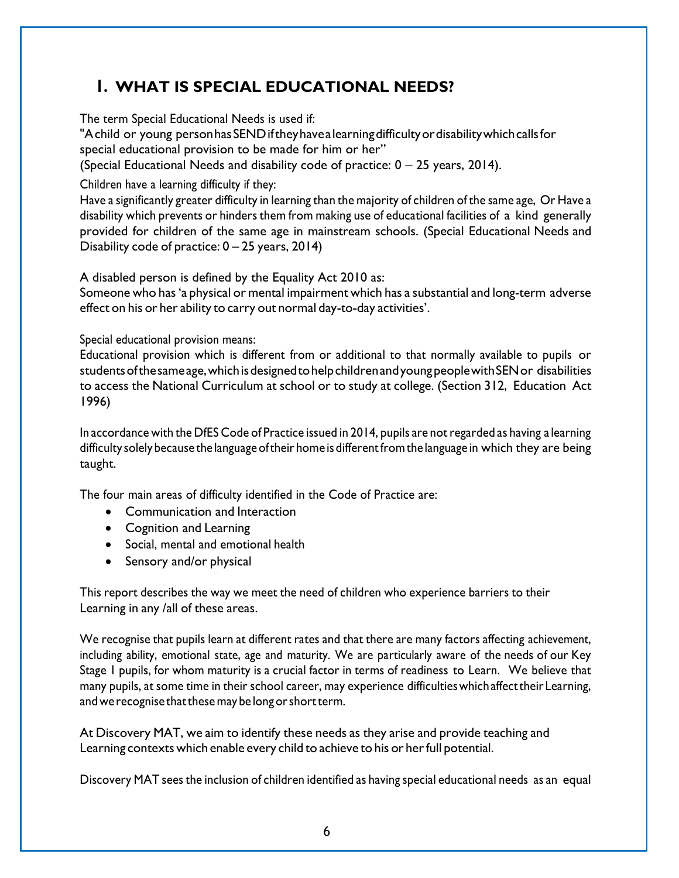## 1. WHAT IS SPECIAL EDUCATIONAL NEEDS?

The term Special Educational Needs is used if:
"A child or young person has SEND if they have a learning difficulty or disability which calls for special educational provision to be made for him or her"
(Special Educational Needs and disability code of practice: 0 – 25 years, 2014).

Children have a learning difficulty if they:
Have a significantly greater difficulty in learning than the majority of children of the same age, Or Have a disability which prevents or hinders them from making use of educational facilities of a kind generally provided for children of the same age in mainstream schools. (Special Educational Needs and Disability code of practice: 0 – 25 years, 2014)

A disabled person is defined by the Equality Act 2010 as:
Someone who has 'a physical or mental impairment which has a substantial and long-term adverse effect on his or her ability to carry out normal day-to-day activities'.

Special educational provision means:
Educational provision which is different from or additional to that normally available to pupils or students of the same age, which is designed to help children and young people with SEN or disabilities to access the National Curriculum at school or to study at college. (Section 312, Education Act 1996)

In accordance with the DfES Code of Practice issued in 2014, pupils are not regarded as having a learning difficulty solely because the language of their home is different from the language in which they are being taught.

The four main areas of difficulty identified in the Code of Practice are:

- Communication and Interaction
- Cognition and Learning
- Social, mental and emotional health
- Sensory and/or physical

This report describes the way we meet the need of children who experience barriers to their Learning in any /all of these areas.

We recognise that pupils learn at different rates and that there are many factors affecting achievement, including ability, emotional state, age and maturity. We are particularly aware of the needs of our Key Stage 1 pupils, for whom maturity is a crucial factor in terms of readiness to Learn. We believe that many pupils, at some time in their school career, may experience difficulties which affect their Learning, and we recognise that these may be long or short term.

At Discovery MAT, we aim to identify these needs as they arise and provide teaching and Learning contexts which enable every child to achieve to his or her full potential.

Discovery MAT sees the inclusion of children identified as having special educational needs as an equal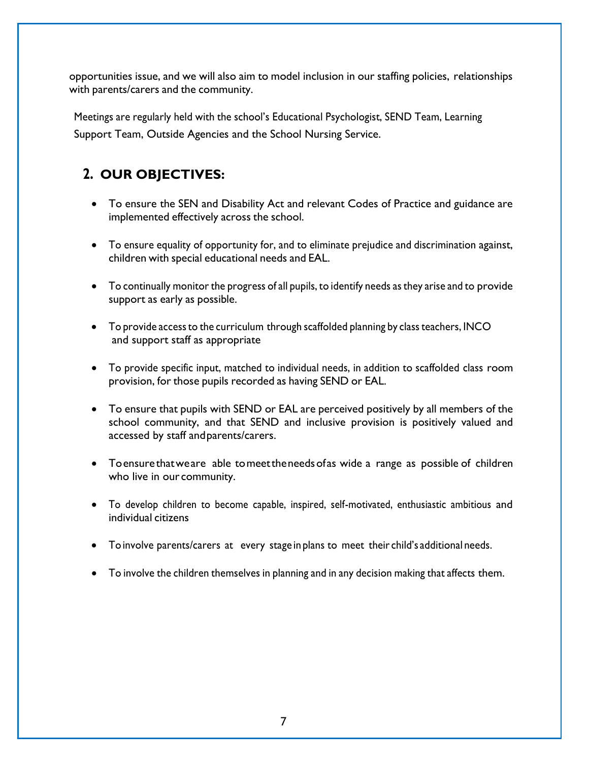opportunities issue, and we will also aim to model inclusion in our staffing policies, relationships with parents/carers and the community.

Meetings are regularly held with the school's Educational Psychologist, SEND Team, Learning Support Team, Outside Agencies and the School Nursing Service.

## 2. OUR OBJECTIVES:

- To ensure the SEN and Disability Act and relevant Codes of Practice and guidance are implemented effectively across the school.
- To ensure equality of opportunity for, and to eliminate prejudice and discrimination against, children with special educational needs and EAL.
- To continually monitor the progress of all pupils, to identify needs as they arise and to provide support as early as possible.
- To provide access to the curriculum through scaffolded planning by class teachers, INCO and support staff as appropriate
- To provide specific input, matched to individual needs, in addition to scaffolded class room provision, for those pupils recorded as having SEND or EAL.
- To ensure that pupils with SEND or EAL are perceived positively by all members of the school community, and that SEND and inclusive provision is positively valued and accessed by staff and parents/carers.
- To ensure that we are able to meet the needs of as wide a range as possible of children who live in our community.
- To develop children to become capable, inspired, self-motivated, enthusiastic ambitious and individual citizens
- To involve parents/carers at every stage in plans to meet their child's additional needs.
- To involve the children themselves in planning and in any decision making that affects them.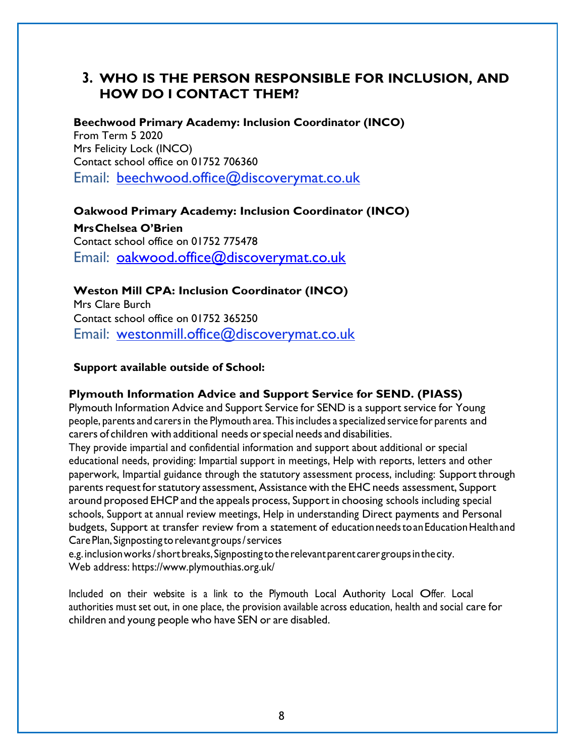## 3. WHO IS THE PERSON RESPONSIBLE FOR INCLUSION, AND HOW DO I CONTACT THEM?

**Beechwood Primary Academy: Inclusion Coordinator (INCO)**
From Term 5 2020
Mrs Felicity Lock (INCO)
Contact school office on 01752 706360
Email: beechwood.office@discoverymat.co.uk

**Oakwood Primary Academy: Inclusion Coordinator (INCO)**
**Mrs Chelsea O'Brien**
Contact school office on 01752 775478
Email: oakwood.office@discoverymat.co.uk

**Weston Mill CPA: Inclusion Coordinator (INCO)**
Mrs Clare Burch
Contact school office on 01752 365250
Email: westonmill.office@discoverymat.co.uk

**Support available outside of School:**

**Plymouth Information Advice and Support Service for SEND. (PIASS)**
Plymouth Information Advice and Support Service for SEND is a support service for Young people, parents and carers in the Plymouth area. This includes a specialized service for parents and carers of children with additional needs or special needs and disabilities.
They provide impartial and confidential information and support about additional or special educational needs, providing: Impartial support in meetings, Help with reports, letters and other paperwork, Impartial guidance through the statutory assessment process, including: Support through parents request for statutory assessment, Assistance with the EHC needs assessment, Support around proposed EHCP and the appeals process, Support in choosing schools including special schools, Support at annual review meetings, Help in understanding Direct payments and Personal budgets, Support at transfer review from a statement of education needs to an Education Health and Care Plan, Signposting to relevant groups / services
e.g. inclusion works / short breaks, Signposting to the relevant parent carer groups in the city.
Web address: https://www.plymouthias.org.uk/

Included on their website is a link to the Plymouth Local Authority Local Offer. Local authorities must set out, in one place, the provision available across education, health and social care for children and young people who have SEN or are disabled.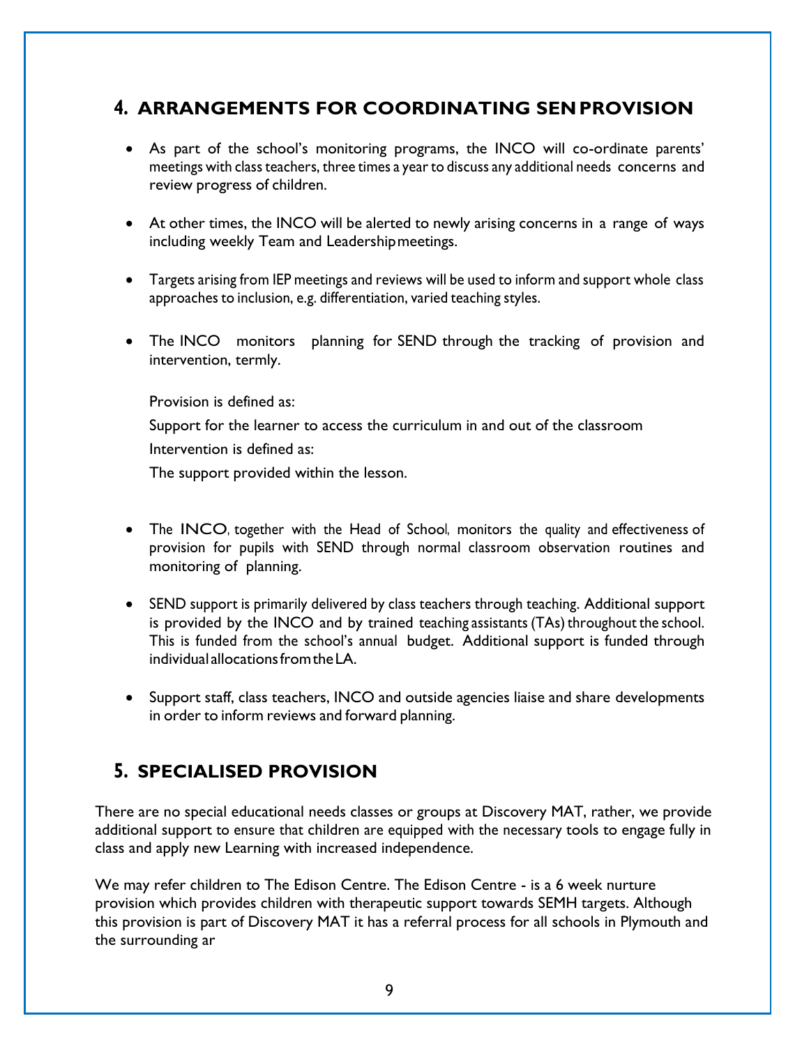## 4. ARRANGEMENTS FOR COORDINATING SEN PROVISION

- As part of the school's monitoring programs, the INCO will co-ordinate parents' meetings with class teachers, three times a year to discuss any additional needs concerns and review progress of children.

- At other times, the INCO will be alerted to newly arising concerns in a range of ways including weekly Team and Leadership meetings.

- Targets arising from IEP meetings and reviews will be used to inform and support whole class approaches to inclusion, e.g. differentiation, varied teaching styles.

- The INCO monitors planning for SEND through the tracking of provision and intervention, termly.

  Provision is defined as:

  Support for the learner to access the curriculum in and out of the classroom

  Intervention is defined as:

  The support provided within the lesson.

- The INCO, together with the Head of School, monitors the quality and effectiveness of provision for pupils with SEND through normal classroom observation routines and monitoring of planning.

- SEND support is primarily delivered by class teachers through teaching. Additional support is provided by the INCO and by trained teaching assistants (TAs) throughout the school. This is funded from the school's annual budget. Additional support is funded through individual allocations from the LA.

- Support staff, class teachers, INCO and outside agencies liaise and share developments in order to inform reviews and forward planning.

## 5. SPECIALISED PROVISION

There are no special educational needs classes or groups at Discovery MAT, rather, we provide additional support to ensure that children are equipped with the necessary tools to engage fully in class and apply new Learning with increased independence.

We may refer children to The Edison Centre. The Edison Centre - is a 6 week nurture provision which provides children with therapeutic support towards SEMH targets. Although this provision is part of Discovery MAT it has a referral process for all schools in Plymouth and the surrounding ar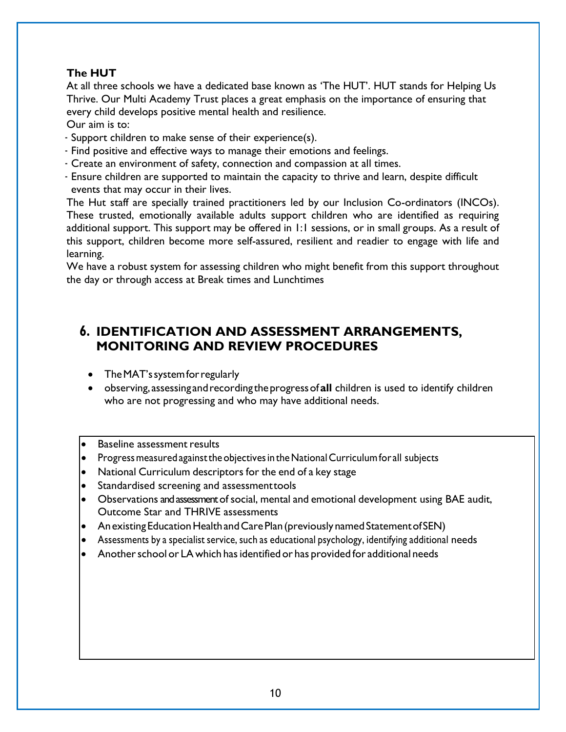### The HUT

At all three schools we have a dedicated base known as 'The HUT'. HUT stands for Helping Us Thrive. Our Multi Academy Trust places a great emphasis on the importance of ensuring that every child develops positive mental health and resilience.

Our aim is to:

- Support children to make sense of their experience(s).
- Find positive and effective ways to manage their emotions and feelings.
- Create an environment of safety, connection and compassion at all times.
- Ensure children are supported to maintain the capacity to thrive and learn, despite difficult events that may occur in their lives.

The Hut staff are specially trained practitioners led by our Inclusion Co-ordinators (INCOs). These trusted, emotionally available adults support children who are identified as requiring additional support. This support may be offered in 1:1 sessions, or in small groups. As a result of this support, children become more self-assured, resilient and readier to engage with life and learning.

We have a robust system for assessing children who might benefit from this support throughout the day or through access at Break times and Lunchtimes

## 6. IDENTIFICATION AND ASSESSMENT ARRANGEMENTS, MONITORING AND REVIEW PROCEDURES

- The MAT's system for regularly
- observing, assessing and recording the progress of **all** children is used to identify children who are not progressing and who may have additional needs.

- Baseline assessment results
- Progress measured against the objectives in the National Curriculum for all subjects
- National Curriculum descriptors for the end of a key stage
- Standardised screening and assessment tools
- Observations and assessment of social, mental and emotional development using BAE audit, Outcome Star and THRIVE assessments
- An existing Education Health and Care Plan (previously named Statement of SEN)
- Assessments by a specialist service, such as educational psychology, identifying additional needs
- Another school or LA which has identified or has provided for additional needs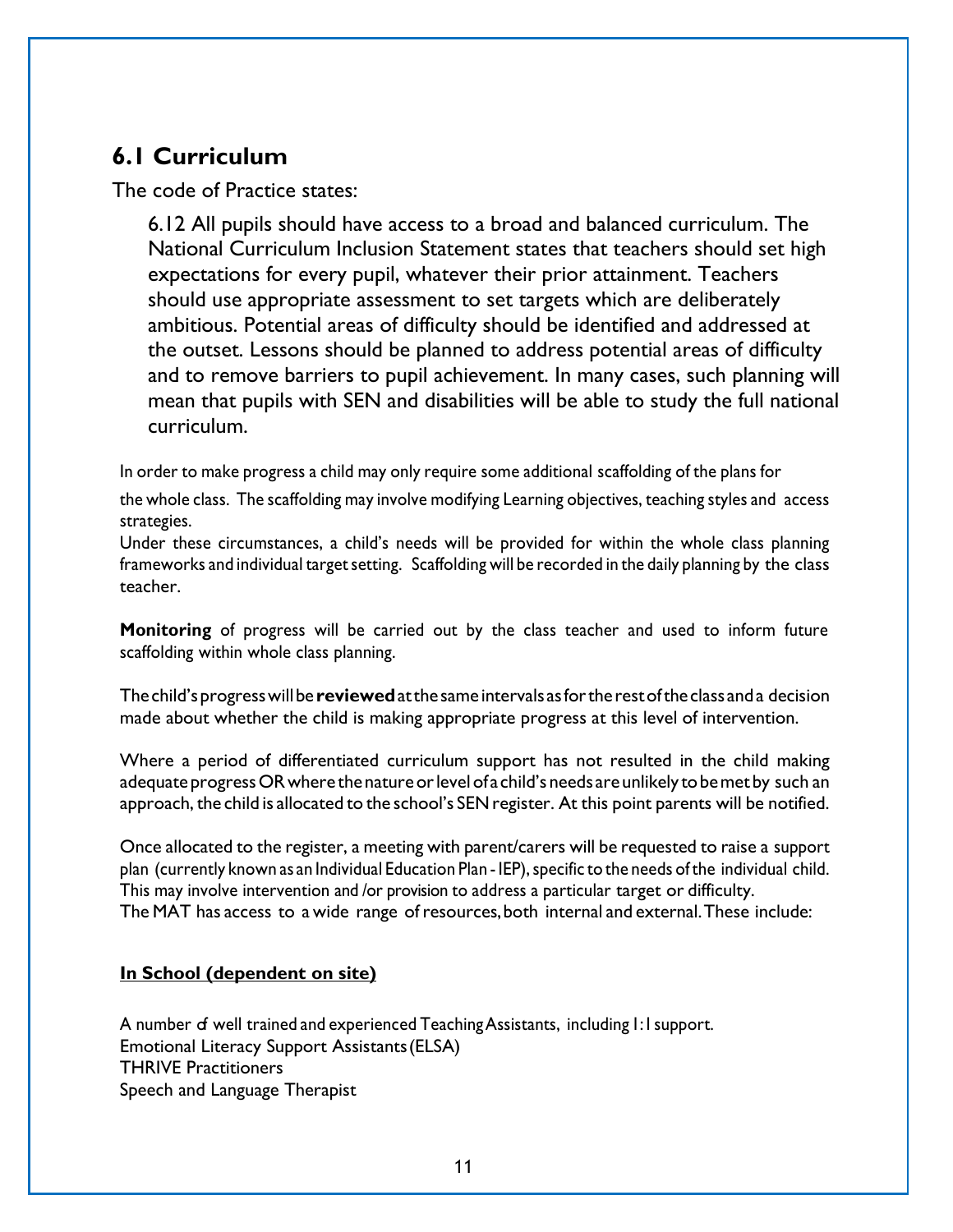## 6.1 Curriculum

The code of Practice states:

> 6.12 All pupils should have access to a broad and balanced curriculum. The National Curriculum Inclusion Statement states that teachers should set high expectations for every pupil, whatever their prior attainment. Teachers should use appropriate assessment to set targets which are deliberately ambitious. Potential areas of difficulty should be identified and addressed at the outset. Lessons should be planned to address potential areas of difficulty and to remove barriers to pupil achievement. In many cases, such planning will mean that pupils with SEN and disabilities will be able to study the full national curriculum.

In order to make progress a child may only require some additional scaffolding of the plans for the whole class. The scaffolding may involve modifying Learning objectives, teaching styles and access strategies.
Under these circumstances, a child's needs will be provided for within the whole class planning frameworks and individual target setting. Scaffolding will be recorded in the daily planning by the class teacher.

**Monitoring** of progress will be carried out by the class teacher and used to inform future scaffolding within whole class planning.

The child's progress will be **reviewed** at the same intervals as for the rest of the class and a decision made about whether the child is making appropriate progress at this level of intervention.

Where a period of differentiated curriculum support has not resulted in the child making adequate progress OR where the nature or level of a child's needs are unlikely to be met by such an approach, the child is allocated to the school's SEN register. At this point parents will be notified.

Once allocated to the register, a meeting with parent/carers will be requested to raise a support plan (currently known as an Individual Education Plan - IEP), specific to the needs of the individual child. This may involve intervention and /or provision to address a particular target or difficulty.
The MAT has access to a wide range of resources, both internal and external. These include:

**<u>In School (dependent on site)</u>**

A number of well trained and experienced Teaching Assistants, including 1:1 support.
Emotional Literacy Support Assistants (ELSA)
THRIVE Practitioners
Speech and Language Therapist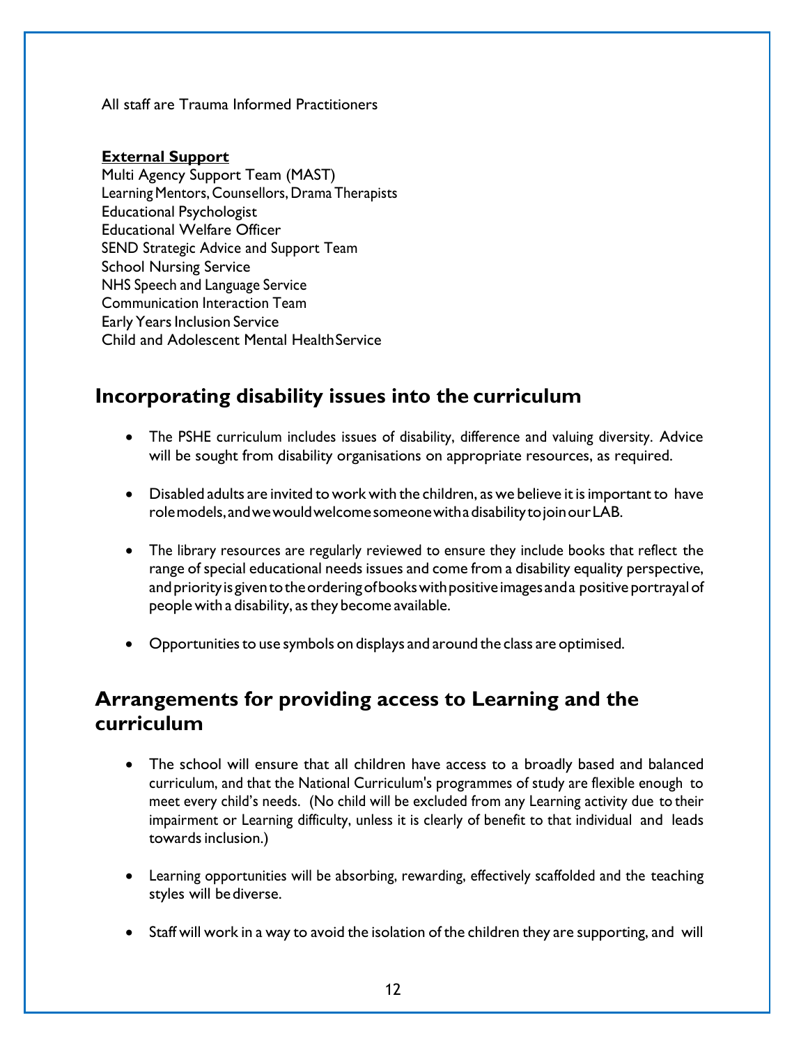All staff are Trauma Informed Practitioners

**External Support**

Multi Agency Support Team (MAST)
Learning Mentors, Counsellors, Drama Therapists
Educational Psychologist
Educational Welfare Officer
SEND Strategic Advice and Support Team
School Nursing Service
NHS Speech and Language Service
Communication Interaction Team
Early Years Inclusion Service
Child and Adolescent Mental Health Service

## Incorporating disability issues into the curriculum

- The PSHE curriculum includes issues of disability, difference and valuing diversity. Advice will be sought from disability organisations on appropriate resources, as required.
- Disabled adults are invited to work with the children, as we believe it is important to have role models, and we would welcome someone with a disability to join our LAB.
- The library resources are regularly reviewed to ensure they include books that reflect the range of special educational needs issues and come from a disability equality perspective, and priority is given to the ordering of books with positive images and a positive portrayal of people with a disability, as they become available.
- Opportunities to use symbols on displays and around the class are optimised.

## Arrangements for providing access to Learning and the curriculum

- The school will ensure that all children have access to a broadly based and balanced curriculum, and that the National Curriculum's programmes of study are flexible enough to meet every child's needs. (No child will be excluded from any Learning activity due to their impairment or Learning difficulty, unless it is clearly of benefit to that individual and leads towards inclusion.)
- Learning opportunities will be absorbing, rewarding, effectively scaffolded and the teaching styles will be diverse.
- Staff will work in a way to avoid the isolation of the children they are supporting, and will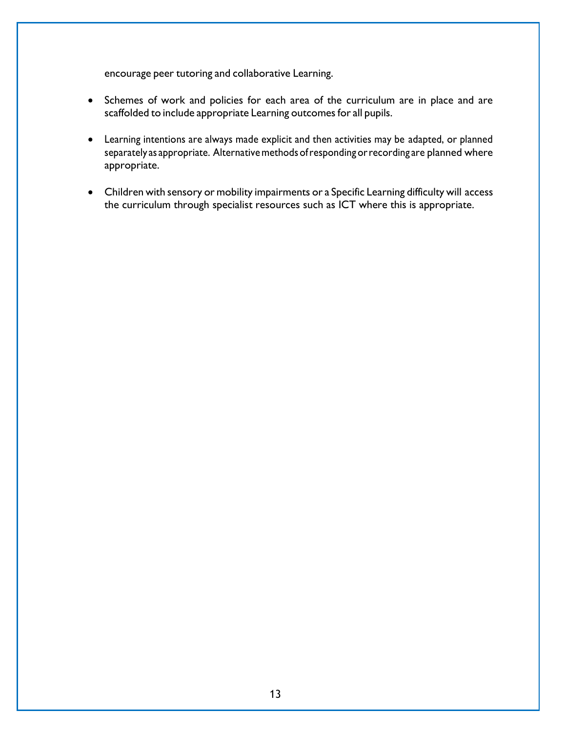encourage peer tutoring and collaborative Learning.

- Schemes of work and policies for each area of the curriculum are in place and are scaffolded to include appropriate Learning outcomes for all pupils.

- Learning intentions are always made explicit and then activities may be adapted, or planned separately as appropriate. Alternative methods of responding or recording are planned where appropriate.

- Children with sensory or mobility impairments or a Specific Learning difficulty will access the curriculum through specialist resources such as ICT where this is appropriate.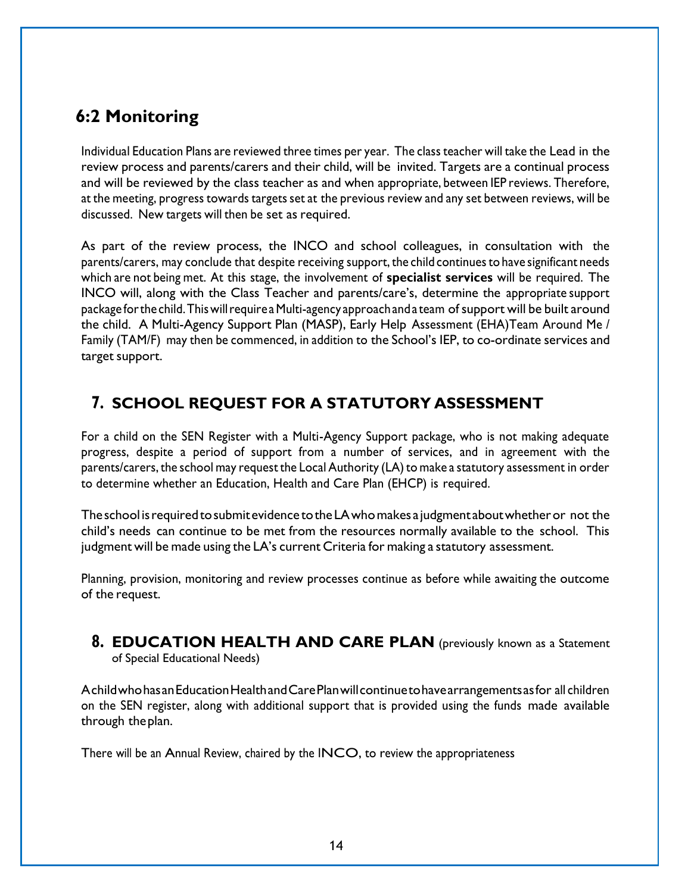## 6:2 Monitoring

Individual Education Plans are reviewed three times per year. The class teacher will take the Lead in the review process and parents/carers and their child, will be invited. Targets are a continual process and will be reviewed by the class teacher as and when appropriate, between IEP reviews. Therefore, at the meeting, progress towards targets set at the previous review and any set between reviews, will be discussed. New targets will then be set as required.

As part of the review process, the INCO and school colleagues, in consultation with the parents/carers, may conclude that despite receiving support, the child continues to have significant needs which are not being met. At this stage, the involvement of **specialist services** will be required. The INCO will, along with the Class Teacher and parents/care's, determine the appropriate support package for the child. This will require a Multi-agency approach and a team of support will be built around the child. A Multi-Agency Support Plan (MASP), Early Help Assessment (EHA)Team Around Me / Family (TAM/F) may then be commenced, in addition to the School's IEP, to co-ordinate services and target support.

## 7. SCHOOL REQUEST FOR A STATUTORY ASSESSMENT

For a child on the SEN Register with a Multi-Agency Support package, who is not making adequate progress, despite a period of support from a number of services, and in agreement with the parents/carers, the school may request the Local Authority (LA) to make a statutory assessment in order to determine whether an Education, Health and Care Plan (EHCP) is required.

The school is required to submit evidence to the LA who makes a judgment about whether or not the child's needs can continue to be met from the resources normally available to the school. This judgment will be made using the LA's current Criteria for making a statutory assessment.

Planning, provision, monitoring and review processes continue as before while awaiting the outcome of the request.

## 8. EDUCATION HEALTH AND CARE PLAN (previously known as a Statement of Special Educational Needs)

A child who has an Education Health and Care Plan will continue to have arrangements as for all children on the SEN register, along with additional support that is provided using the funds made available through the plan.

There will be an Annual Review, chaired by the INCO, to review the appropriateness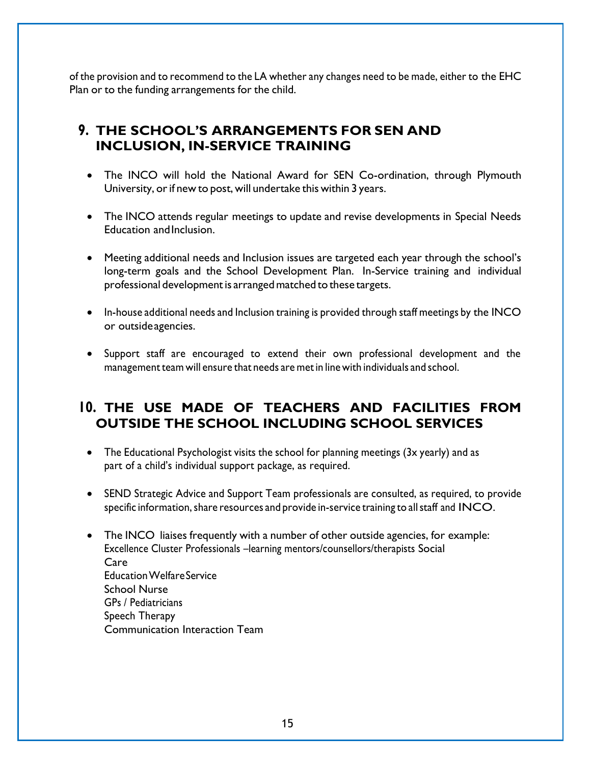of the provision and to recommend to the LA whether any changes need to be made, either to the EHC Plan or to the funding arrangements for the child.

## 9. THE SCHOOL'S ARRANGEMENTS FOR SEN AND INCLUSION, IN-SERVICE TRAINING

- The INCO will hold the National Award for SEN Co-ordination, through Plymouth University, or if new to post, will undertake this within 3 years.
- The INCO attends regular meetings to update and revise developments in Special Needs Education and Inclusion.
- Meeting additional needs and Inclusion issues are targeted each year through the school's long-term goals and the School Development Plan. In-Service training and individual professional development is arranged matched to these targets.
- In-house additional needs and Inclusion training is provided through staff meetings by the INCO or outside agencies.
- Support staff are encouraged to extend their own professional development and the management team will ensure that needs are met in line with individuals and school.

## 10. THE USE MADE OF TEACHERS AND FACILITIES FROM OUTSIDE THE SCHOOL INCLUDING SCHOOL SERVICES

- The Educational Psychologist visits the school for planning meetings (3x yearly) and as part of a child's individual support package, as required.
- SEND Strategic Advice and Support Team professionals are consulted, as required, to provide specific information, share resources and provide in-service training to all staff and INCO.
- The INCO liaises frequently with a number of other outside agencies, for example:
  Excellence Cluster Professionals –learning mentors/counsellors/therapists Social Care
  Education Welfare Service
  School Nurse
  GPs / Pediatricians
  Speech Therapy
  Communication Interaction Team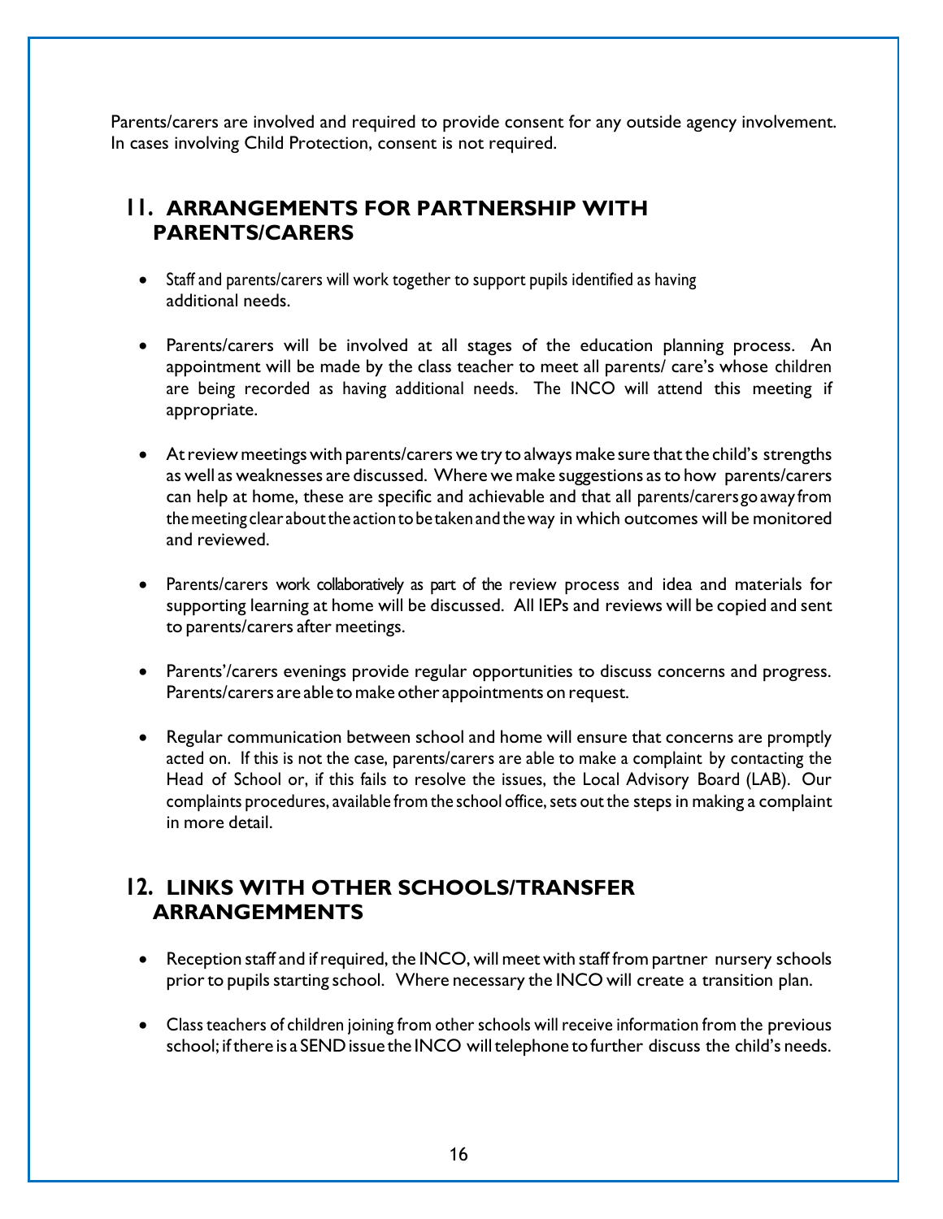Parents/carers are involved and required to provide consent for any outside agency involvement. In cases involving Child Protection, consent is not required.

## 11. ARRANGEMENTS FOR PARTNERSHIP WITH PARENTS/CARERS

- Staff and parents/carers will work together to support pupils identified as having additional needs.
- Parents/carers will be involved at all stages of the education planning process. An appointment will be made by the class teacher to meet all parents/ care's whose children are being recorded as having additional needs. The INCO will attend this meeting if appropriate.
- At review meetings with parents/carers we try to always make sure that the child's strengths as well as weaknesses are discussed. Where we make suggestions as to how parents/carers can help at home, these are specific and achievable and that all parents/carers go away from the meeting clear about the action to be taken and the way in which outcomes will be monitored and reviewed.
- Parents/carers work collaboratively as part of the review process and idea and materials for supporting learning at home will be discussed. All IEPs and reviews will be copied and sent to parents/carers after meetings.
- Parents'/carers evenings provide regular opportunities to discuss concerns and progress. Parents/carers are able to make other appointments on request.
- Regular communication between school and home will ensure that concerns are promptly acted on. If this is not the case, parents/carers are able to make a complaint by contacting the Head of School or, if this fails to resolve the issues, the Local Advisory Board (LAB). Our complaints procedures, available from the school office, sets out the steps in making a complaint in more detail.

## 12. LINKS WITH OTHER SCHOOLS/TRANSFER ARRANGEMMENTS

- Reception staff and if required, the INCO, will meet with staff from partner nursery schools prior to pupils starting school. Where necessary the INCO will create a transition plan.
- Class teachers of children joining from other schools will receive information from the previous school; if there is a SEND issue the INCO will telephone to further discuss the child's needs.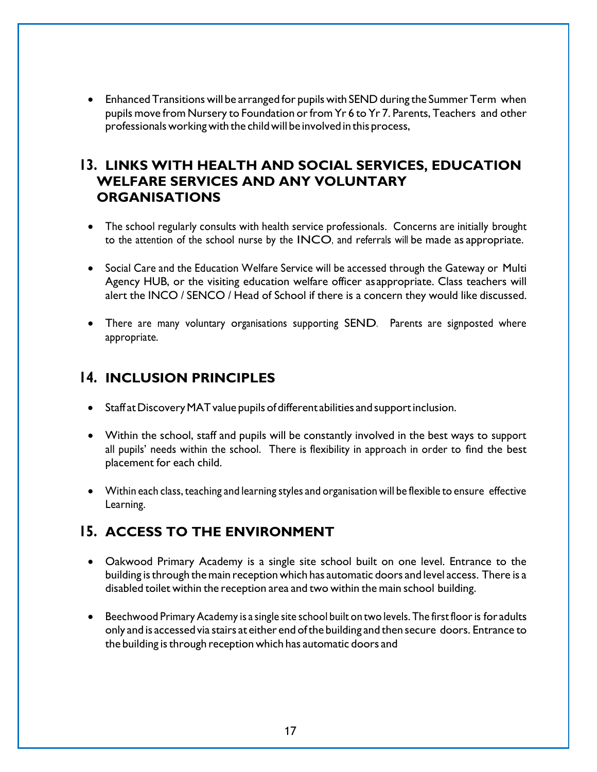- Enhanced Transitions will be arranged for pupils with SEND during the Summer Term when pupils move from Nursery to Foundation or from Yr 6 to Yr 7. Parents, Teachers and other professionals working with the child will be involved in this process,

## 13. LINKS WITH HEALTH AND SOCIAL SERVICES, EDUCATION WELFARE SERVICES AND ANY VOLUNTARY ORGANISATIONS

- The school regularly consults with health service professionals. Concerns are initially brought to the attention of the school nurse by the INCO, and referrals will be made as appropriate.
- Social Care and the Education Welfare Service will be accessed through the Gateway or Multi Agency HUB, or the visiting education welfare officer as appropriate. Class teachers will alert the INCO / SENCO / Head of School if there is a concern they would like discussed.
- There are many voluntary organisations supporting SEND. Parents are signposted where appropriate.

## 14. INCLUSION PRINCIPLES

- Staff at Discovery MAT value pupils of different abilities and support inclusion.
- Within the school, staff and pupils will be constantly involved in the best ways to support all pupils' needs within the school. There is flexibility in approach in order to find the best placement for each child.
- Within each class, teaching and learning styles and organisation will be flexible to ensure effective Learning.

## 15. ACCESS TO THE ENVIRONMENT

- Oakwood Primary Academy is a single site school built on one level. Entrance to the building is through the main reception which has automatic doors and level access. There is a disabled toilet within the reception area and two within the main school building.
- Beechwood Primary Academy is a single site school built on two levels. The first floor is for adults only and is accessed via stairs at either end of the building and then secure doors. Entrance to the building is through reception which has automatic doors and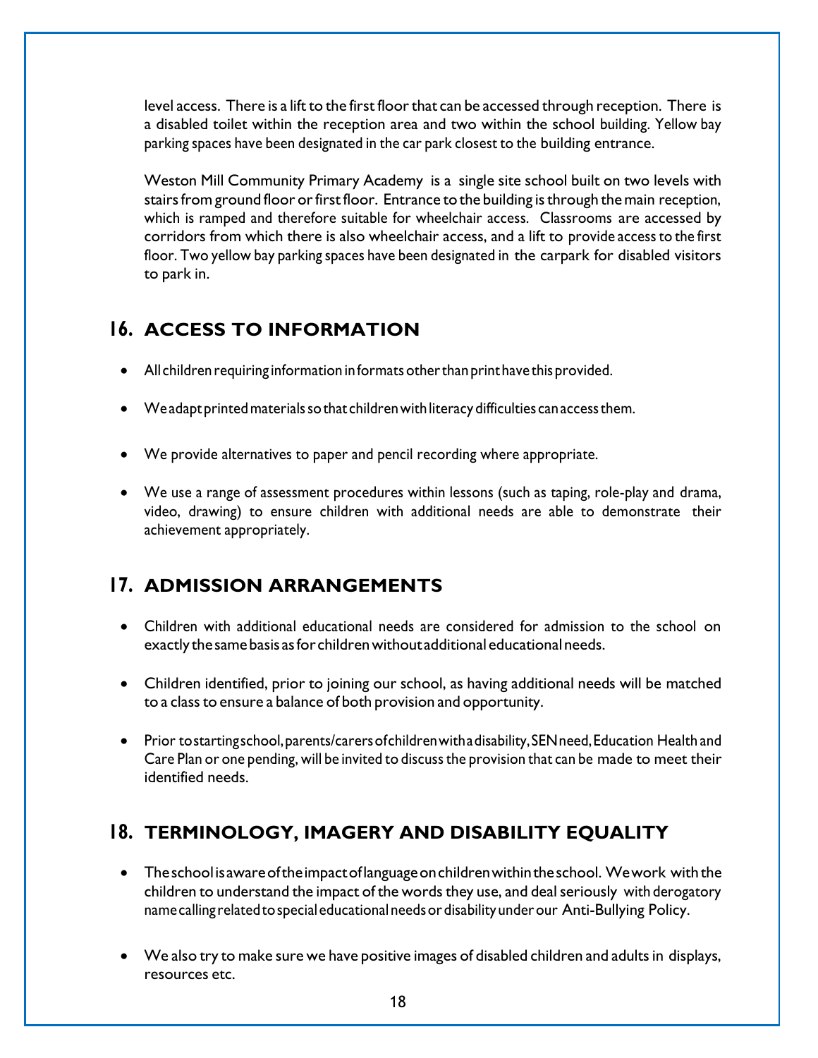level access. There is a lift to the first floor that can be accessed through reception. There is a disabled toilet within the reception area and two within the school building. Yellow bay parking spaces have been designated in the car park closest to the building entrance.

Weston Mill Community Primary Academy is a single site school built on two levels with stairs from ground floor or first floor. Entrance to the building is through the main reception, which is ramped and therefore suitable for wheelchair access. Classrooms are accessed by corridors from which there is also wheelchair access, and a lift to provide access to the first floor. Two yellow bay parking spaces have been designated in the carpark for disabled visitors to park in.

## 16. ACCESS TO INFORMATION

- All children requiring information in formats other than print have this provided.
- We adapt printed materials so that children with literacy difficulties can access them.
- We provide alternatives to paper and pencil recording where appropriate.
- We use a range of assessment procedures within lessons (such as taping, role-play and drama, video, drawing) to ensure children with additional needs are able to demonstrate their achievement appropriately.

## 17. ADMISSION ARRANGEMENTS

- Children with additional educational needs are considered for admission to the school on exactly the same basis as for children without additional educational needs.
- Children identified, prior to joining our school, as having additional needs will be matched to a class to ensure a balance of both provision and opportunity.
- Prior to starting school, parents/carers of children with a disability, SEN need, Education Health and Care Plan or one pending, will be invited to discuss the provision that can be made to meet their identified needs.

## 18. TERMINOLOGY, IMAGERY AND DISABILITY EQUALITY

- The school is aware of the impact of language on children within the school. We work with the children to understand the impact of the words they use, and deal seriously with derogatory name calling related to special educational needs or disability under our Anti-Bullying Policy.
- We also try to make sure we have positive images of disabled children and adults in displays, resources etc.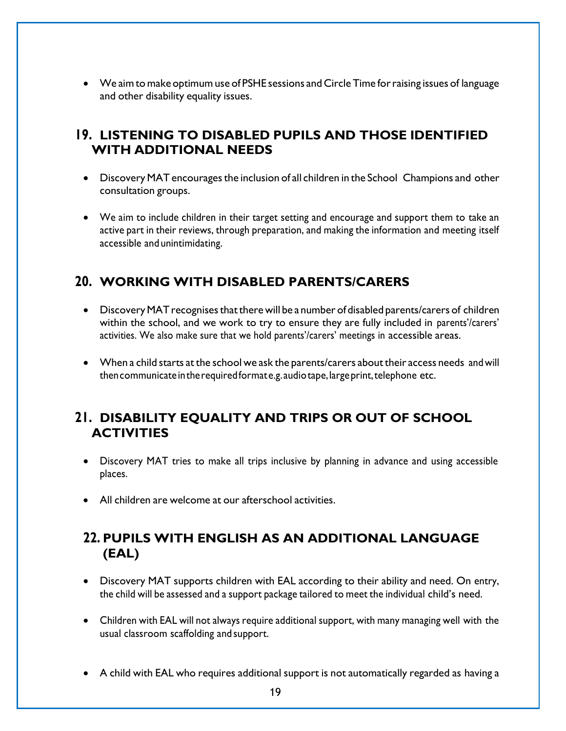- We aim to make optimum use of PSHE sessions and Circle Time for raising issues of language and other disability equality issues.

## 19. LISTENING TO DISABLED PUPILS AND THOSE IDENTIFIED WITH ADDITIONAL NEEDS

- Discovery MAT encourages the inclusion of all children in the School Champions and other consultation groups.
- We aim to include children in their target setting and encourage and support them to take an active part in their reviews, through preparation, and making the information and meeting itself accessible and unintimidating.

## 20. WORKING WITH DISABLED PARENTS/CARERS

- Discovery MAT recognises that there will be a number of disabled parents/carers of children within the school, and we work to try to ensure they are fully included in parents'/carers' activities. We also make sure that we hold parents'/carers' meetings in accessible areas.
- When a child starts at the school we ask the parents/carers about their access needs and will then communicate in the required format e.g. audio tape, large print, telephone etc.

## 21. DISABILITY EQUALITY AND TRIPS OR OUT OF SCHOOL ACTIVITIES

- Discovery MAT tries to make all trips inclusive by planning in advance and using accessible places.
- All children are welcome at our afterschool activities.

## 22. PUPILS WITH ENGLISH AS AN ADDITIONAL LANGUAGE (EAL)

- Discovery MAT supports children with EAL according to their ability and need. On entry, the child will be assessed and a support package tailored to meet the individual child's need.
- Children with EAL will not always require additional support, with many managing well with the usual classroom scaffolding and support.
- A child with EAL who requires additional support is not automatically regarded as having a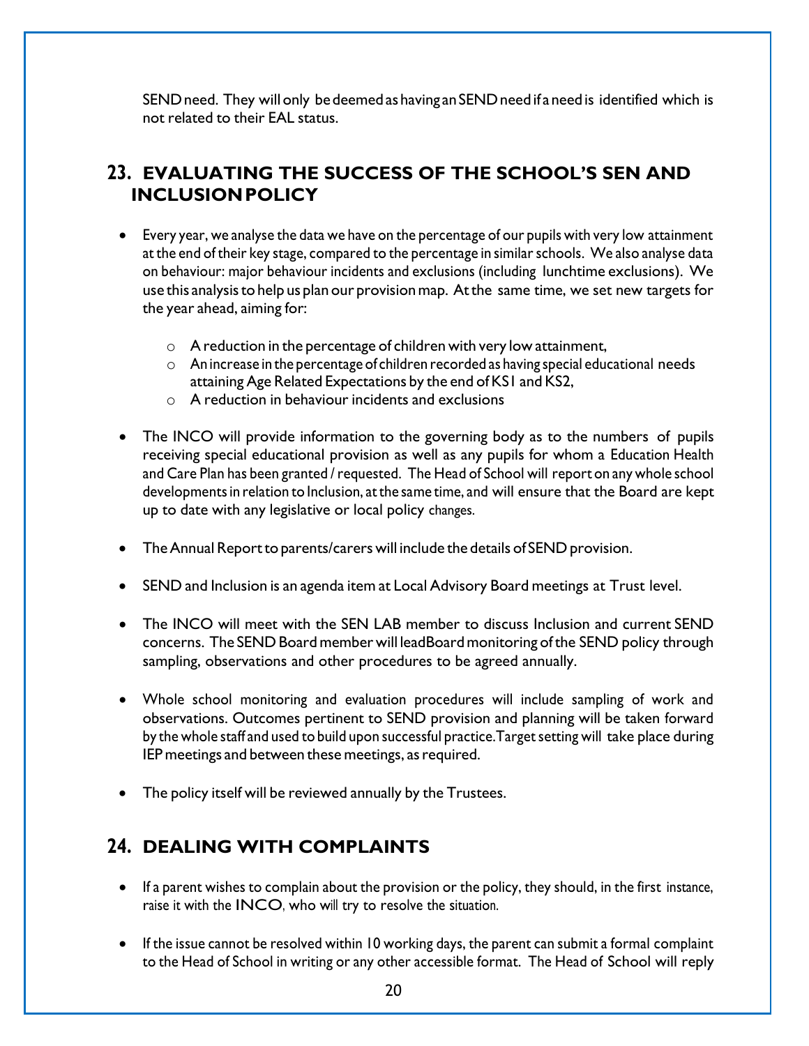SEND need. They will only be deemed as having an SEND need if a need is identified which is not related to their EAL status.

## 23. EVALUATING THE SUCCESS OF THE SCHOOL'S SEN AND INCLUSION POLICY

- Every year, we analyse the data we have on the percentage of our pupils with very low attainment at the end of their key stage, compared to the percentage in similar schools. We also analyse data on behaviour: major behaviour incidents and exclusions (including lunchtime exclusions). We use this analysis to help us plan our provision map. At the same time, we set new targets for the year ahead, aiming for:
    - A reduction in the percentage of children with very low attainment,
    - An increase in the percentage of children recorded as having special educational needs attaining Age Related Expectations by the end of KS1 and KS2,
    - A reduction in behaviour incidents and exclusions
- The INCO will provide information to the governing body as to the numbers of pupils receiving special educational provision as well as any pupils for whom a Education Health and Care Plan has been granted / requested. The Head of School will report on any whole school developments in relation to Inclusion, at the same time, and will ensure that the Board are kept up to date with any legislative or local policy changes.
- The Annual Report to parents/carers will include the details of SEND provision.
- SEND and Inclusion is an agenda item at Local Advisory Board meetings at Trust level.
- The INCO will meet with the SEN LAB member to discuss Inclusion and current SEND concerns. The SEND Board member will leadBoard monitoring of the SEND policy through sampling, observations and other procedures to be agreed annually.
- Whole school monitoring and evaluation procedures will include sampling of work and observations. Outcomes pertinent to SEND provision and planning will be taken forward by the whole staff and used to build upon successful practice.Target setting will take place during IEP meetings and between these meetings, as required.
- The policy itself will be reviewed annually by the Trustees.

## 24. DEALING WITH COMPLAINTS

- If a parent wishes to complain about the provision or the policy, they should, in the first instance, raise it with the INCO, who will try to resolve the situation.
- If the issue cannot be resolved within 10 working days, the parent can submit a formal complaint to the Head of School in writing or any other accessible format. The Head of School will reply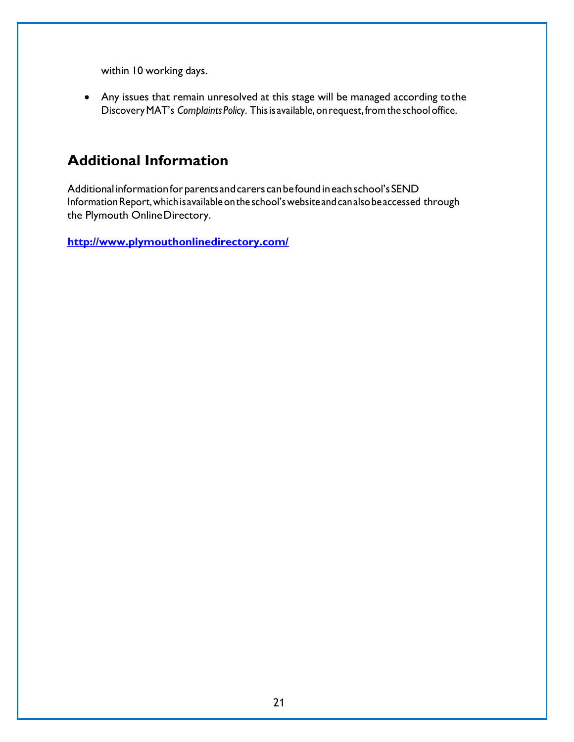within 10 working days.

- Any issues that remain unresolved at this stage will be managed according to the Discovery MAT's *Complaints Policy*. This is available, on request, from the school office.

## Additional Information

Additional information for parents and carers can be found in each school's SEND Information Report, which is available on the school's website and can also be accessed through the Plymouth Online Directory.

**http://www.plymouthonlinedirectory.com/**